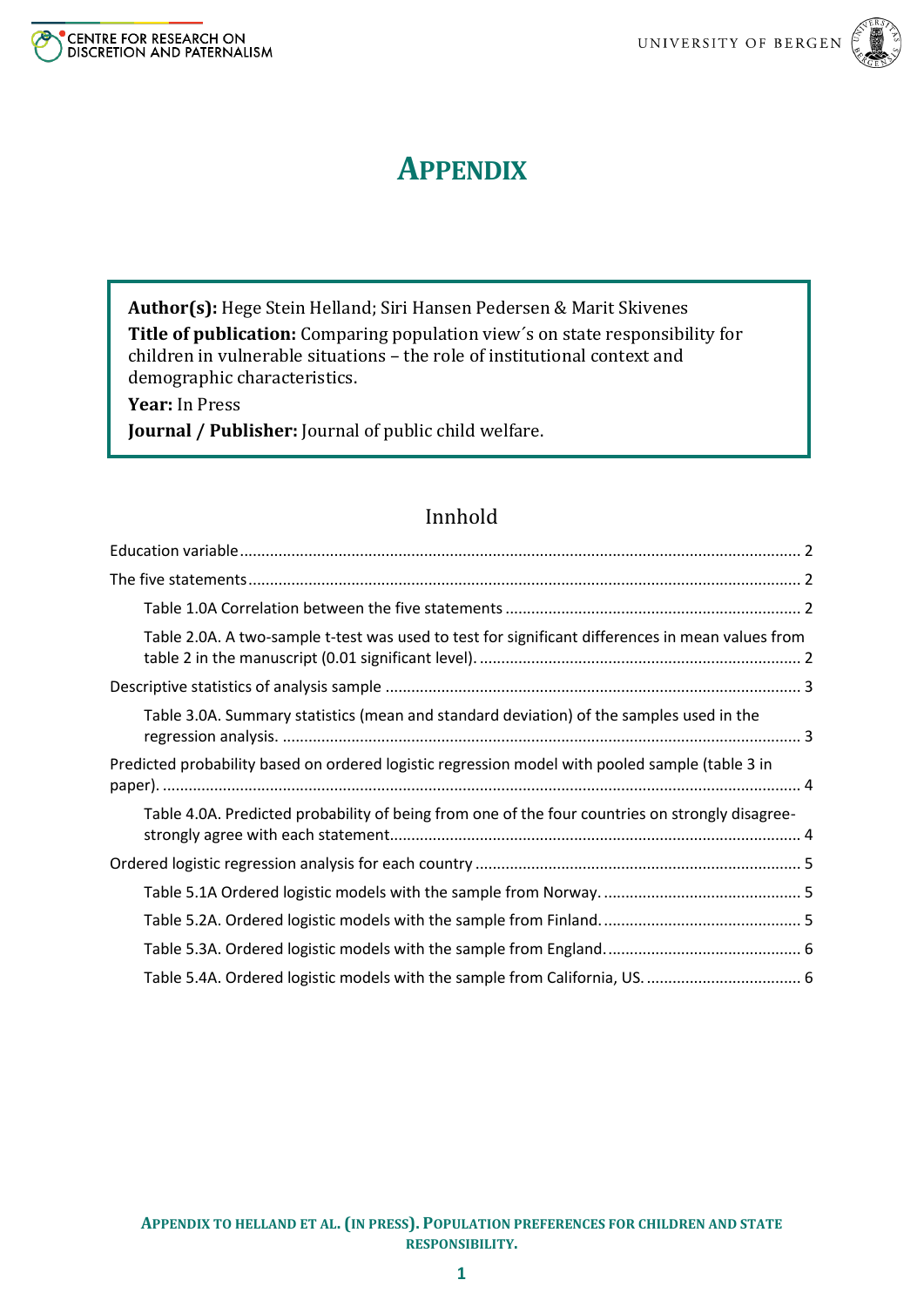# APPENDIX

**Author(s):** Hege Stein Helland; Siri Hansen Pedersen & Marit Skivenes
**Title of publication:** Comparing population view´s on state responsibility for children in vulnerable situations – the role of institutional context and demographic characteristics.
**Year:** In Press
**Journal / Publisher:** Journal of public child welfare.

## Innhold

Education variable ........ 2

The five statements ........ 2

- Table 1.0A Correlation between the five statements ........ 2
- Table 2.0A. A two-sample t-test was used to test for significant differences in mean values from table 2 in the manuscript (0.01 significant level). ........ 2

Descriptive statistics of analysis sample ........ 3

- Table 3.0A. Summary statistics (mean and standard deviation) of the samples used in the regression analysis. ........ 3

Predicted probability based on ordered logistic regression model with pooled sample (table 3 in paper). ........ 4

- Table 4.0A. Predicted probability of being from one of the four countries on strongly disagree-strongly agree with each statement ........ 4

Ordered logistic regression analysis for each country ........ 5

- Table 5.1A Ordered logistic models with the sample from Norway. ........ 5
- Table 5.2A. Ordered logistic models with the sample from Finland. ........ 5
- Table 5.3A. Ordered logistic models with the sample from England. ........ 6
- Table 5.4A. Ordered logistic models with the sample from California, US. ........ 6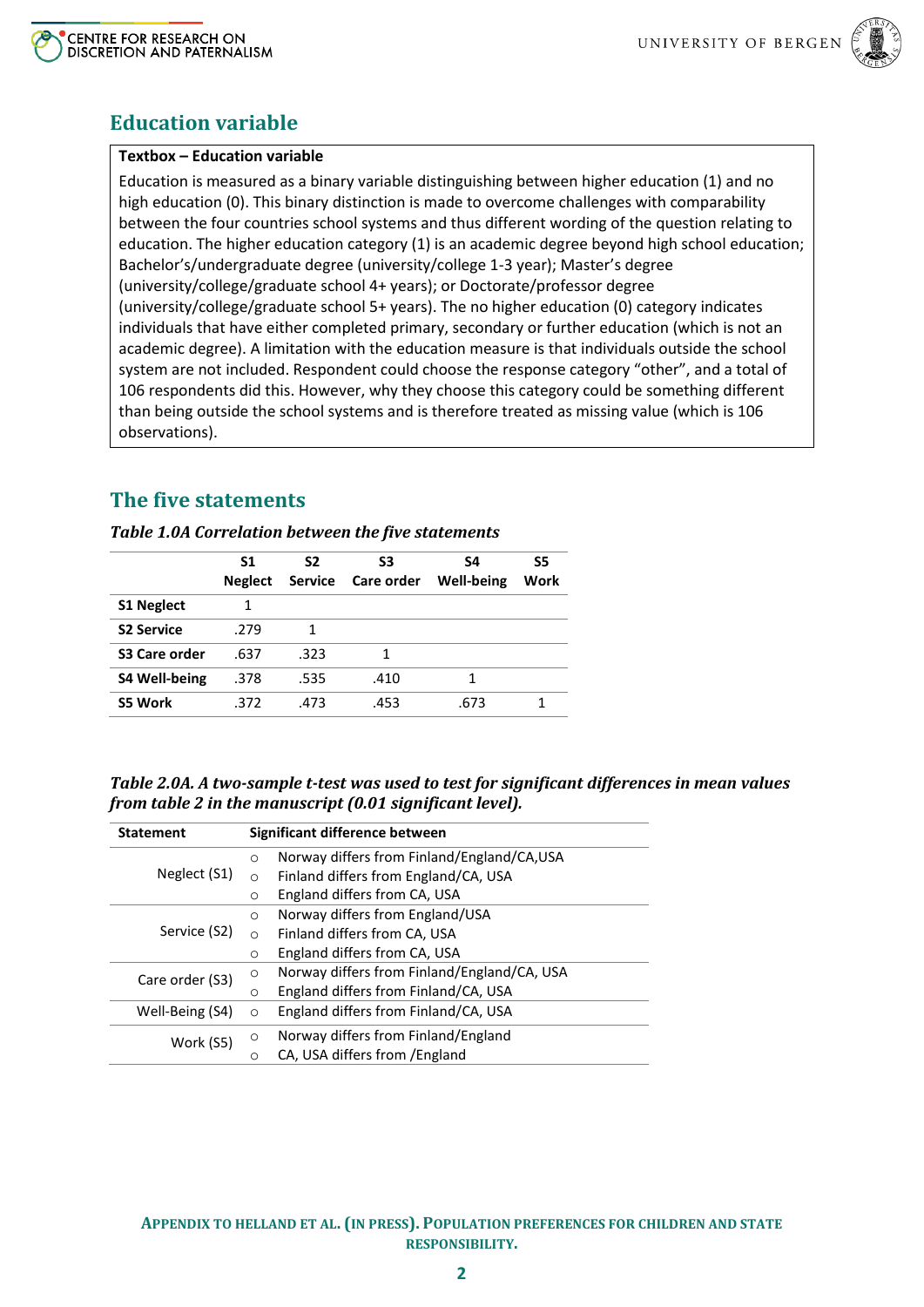## Education variable

**Textbox – Education variable**

Education is measured as a binary variable distinguishing between higher education (1) and no high education (0). This binary distinction is made to overcome challenges with comparability between the four countries school systems and thus different wording of the question relating to education. The higher education category (1) is an academic degree beyond high school education; Bachelor's/undergraduate degree (university/college 1-3 year); Master's degree (university/college/graduate school 4+ years); or Doctorate/professor degree (university/college/graduate school 5+ years). The no higher education (0) category indicates individuals that have either completed primary, secondary or further education (which is not an academic degree). A limitation with the education measure is that individuals outside the school system are not included. Respondent could choose the response category "other", and a total of 106 respondents did this. However, why they choose this category could be something different than being outside the school systems and is therefore treated as missing value (which is 106 observations).

## The five statements

***Table 1.0A Correlation between the five statements***

| | S1 Neglect | S2 Service | S3 Care order | S4 Well-being | S5 Work |
|---|---|---|---|---|---|
| **S1 Neglect** | 1 | | | | |
| **S2 Service** | .279 | 1 | | | |
| **S3 Care order** | .637 | .323 | 1 | | |
| **S4 Well-being** | .378 | .535 | .410 | 1 | |
| **S5 Work** | .372 | .473 | .453 | .673 | 1 |

***Table 2.0A. A two-sample t-test was used to test for significant differences in mean values from table 2 in the manuscript (0.01 significant level).***

| Statement | Significant difference between |
|---|---|
| Neglect (S1) | ○ Norway differs from Finland/England/CA,USA<br>○ Finland differs from England/CA, USA<br>○ England differs from CA, USA |
| Service (S2) | ○ Norway differs from England/USA<br>○ Finland differs from CA, USA<br>○ England differs from CA, USA |
| Care order (S3) | ○ Norway differs from Finland/England/CA, USA<br>○ England differs from Finland/CA, USA |
| Well-Being (S4) | ○ England differs from Finland/CA, USA |
| Work (S5) | ○ Norway differs from Finland/England<br>○ CA, USA differs from /England |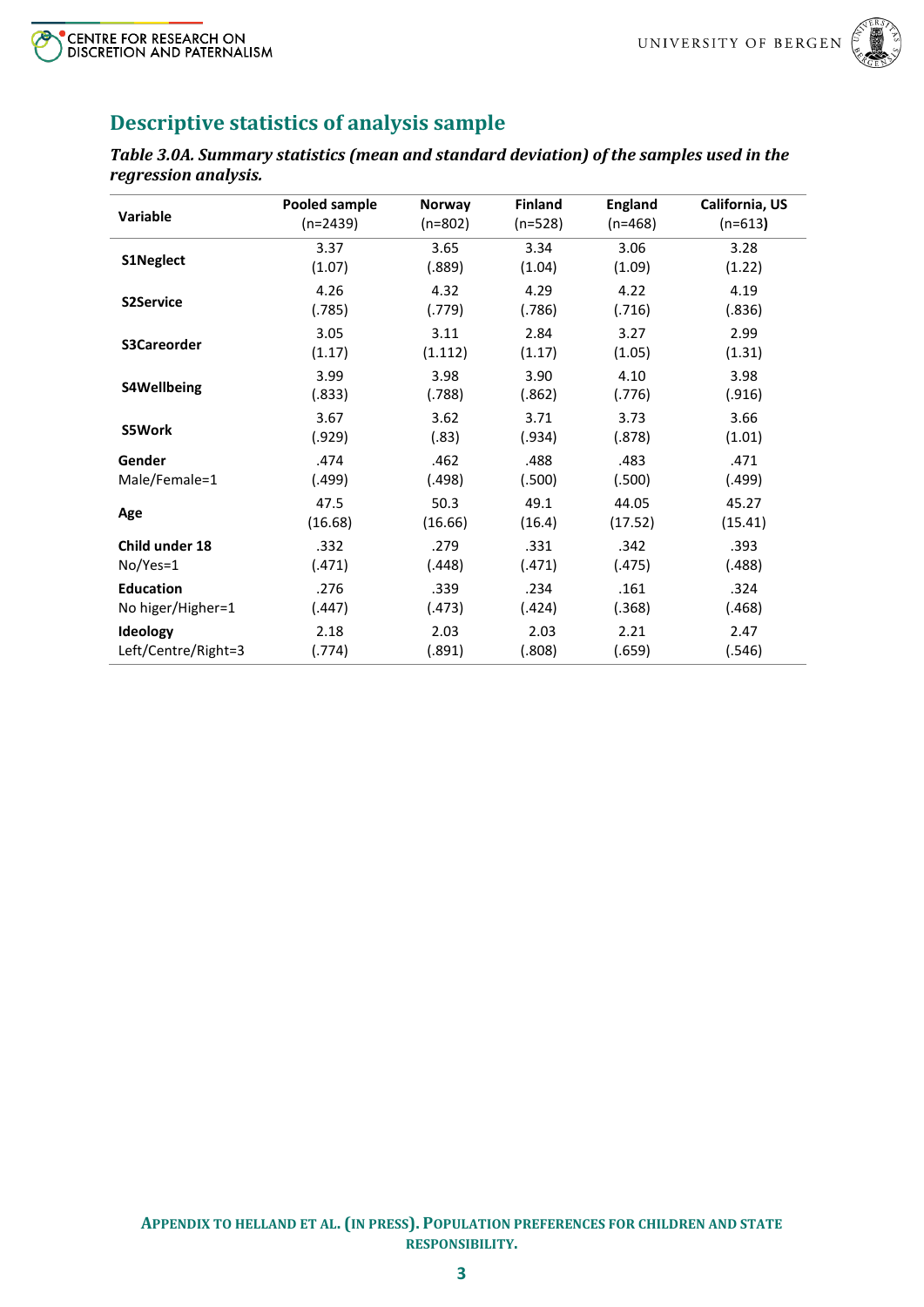## Descriptive statistics of analysis sample

***Table 3.0A. Summary statistics (mean and standard deviation) of the samples used in the regression analysis.***

| Variable | Pooled sample (n=2439) | Norway (n=802) | Finland (n=528) | England (n=468) | California, US (n=613) |
|---|---|---|---|---|---|
| **S1Neglect** | 3.37<br>(1.07) | 3.65<br>(.889) | 3.34<br>(1.04) | 3.06<br>(1.09) | 3.28<br>(1.22) |
| **S2Service** | 4.26<br>(.785) | 4.32<br>(.779) | 4.29<br>(.786) | 4.22<br>(.716) | 4.19<br>(.836) |
| **S3Careorder** | 3.05<br>(1.17) | 3.11<br>(1.112) | 2.84<br>(1.17) | 3.27<br>(1.05) | 2.99<br>(1.31) |
| **S4Wellbeing** | 3.99<br>(.833) | 3.98<br>(.788) | 3.90<br>(.862) | 4.10<br>(.776) | 3.98<br>(.916) |
| **S5Work** | 3.67<br>(.929) | 3.62<br>(.83) | 3.71<br>(.934) | 3.73<br>(.878) | 3.66<br>(1.01) |
| **Gender**<br>Male/Female=1 | .474<br>(.499) | .462<br>(.498) | .488<br>(.500) | .483<br>(.500) | .471<br>(.499) |
| **Age** | 47.5<br>(16.68) | 50.3<br>(16.66) | 49.1<br>(16.4) | 44.05<br>(17.52) | 45.27<br>(15.41) |
| **Child under 18**<br>No/Yes=1 | .332<br>(.471) | .279<br>(.448) | .331<br>(.471) | .342<br>(.475) | .393<br>(.488) |
| **Education**<br>No higer/Higher=1 | .276<br>(.447) | .339<br>(.473) | .234<br>(.424) | .161<br>(.368) | .324<br>(.468) |
| **Ideology**<br>Left/Centre/Right=3 | 2.18<br>(.774) | 2.03<br>(.891) | 2.03<br>(.808) | 2.21<br>(.659) | 2.47<br>(.546) |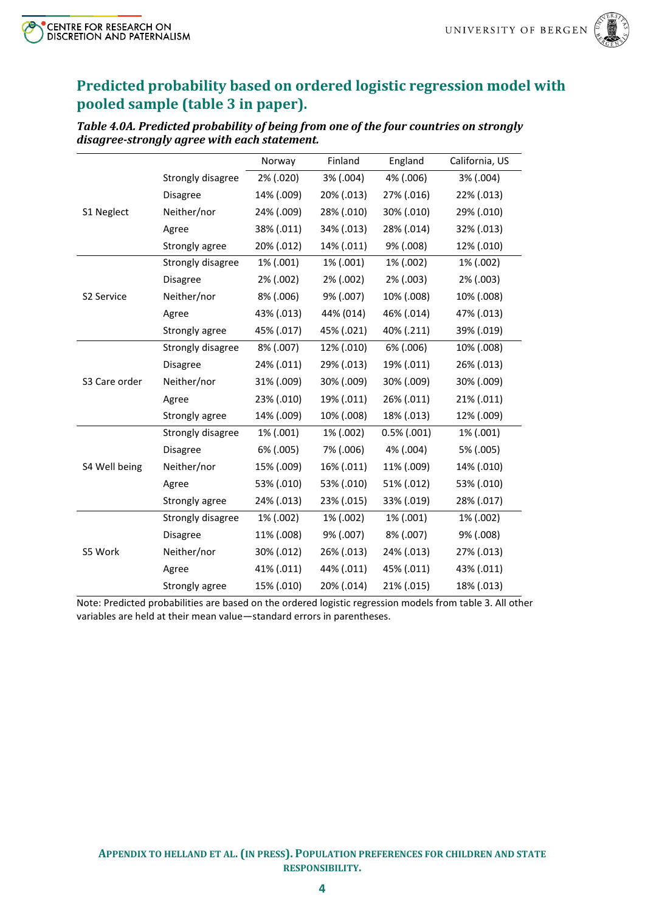## Predicted probability based on ordered logistic regression model with pooled sample (table 3 in paper).

***Table 4.0A. Predicted probability of being from one of the four countries on strongly disagree-strongly agree with each statement.***

| | | Norway | Finland | England | California, US |
|---|---|---|---|---|---|
| S1 Neglect | Strongly disagree | 2% (.020) | 3% (.004) | 4% (.006) | 3% (.004) |
| | Disagree | 14% (.009) | 20% (.013) | 27% (.016) | 22% (.013) |
| | Neither/nor | 24% (.009) | 28% (.010) | 30% (.010) | 29% (.010) |
| | Agree | 38% (.011) | 34% (.013) | 28% (.014) | 32% (.013) |
| | Strongly agree | 20% (.012) | 14% (.011) | 9% (.008) | 12% (.010) |
| S2 Service | Strongly disagree | 1% (.001) | 1% (.001) | 1% (.002) | 1% (.002) |
| | Disagree | 2% (.002) | 2% (.002) | 2% (.003) | 2% (.003) |
| | Neither/nor | 8% (.006) | 9% (.007) | 10% (.008) | 10% (.008) |
| | Agree | 43% (.013) | 44% (014) | 46% (.014) | 47% (.013) |
| | Strongly agree | 45% (.017) | 45% (.021) | 40% (.211) | 39% (.019) |
| S3 Care order | Strongly disagree | 8% (.007) | 12% (.010) | 6% (.006) | 10% (.008) |
| | Disagree | 24% (.011) | 29% (.013) | 19% (.011) | 26% (.013) |
| | Neither/nor | 31% (.009) | 30% (.009) | 30% (.009) | 30% (.009) |
| | Agree | 23% (.010) | 19% (.011) | 26% (.011) | 21% (.011) |
| | Strongly agree | 14% (.009) | 10% (.008) | 18% (.013) | 12% (.009) |
| S4 Well being | Strongly disagree | 1% (.001) | 1% (.002) | 0.5% (.001) | 1% (.001) |
| | Disagree | 6% (.005) | 7% (.006) | 4% (.004) | 5% (.005) |
| | Neither/nor | 15% (.009) | 16% (.011) | 11% (.009) | 14% (.010) |
| | Agree | 53% (.010) | 53% (.010) | 51% (.012) | 53% (.010) |
| | Strongly agree | 24% (.013) | 23% (.015) | 33% (.019) | 28% (.017) |
| S5 Work | Strongly disagree | 1% (.002) | 1% (.002) | 1% (.001) | 1% (.002) |
| | Disagree | 11% (.008) | 9% (.007) | 8% (.007) | 9% (.008) |
| | Neither/nor | 30% (.012) | 26% (.013) | 24% (.013) | 27% (.013) |
| | Agree | 41% (.011) | 44% (.011) | 45% (.011) | 43% (.011) |
| | Strongly agree | 15% (.010) | 20% (.014) | 21% (.015) | 18% (.013) |

Note: Predicted probabilities are based on the ordered logistic regression models from table 3. All other variables are held at their mean value—standard errors in parentheses.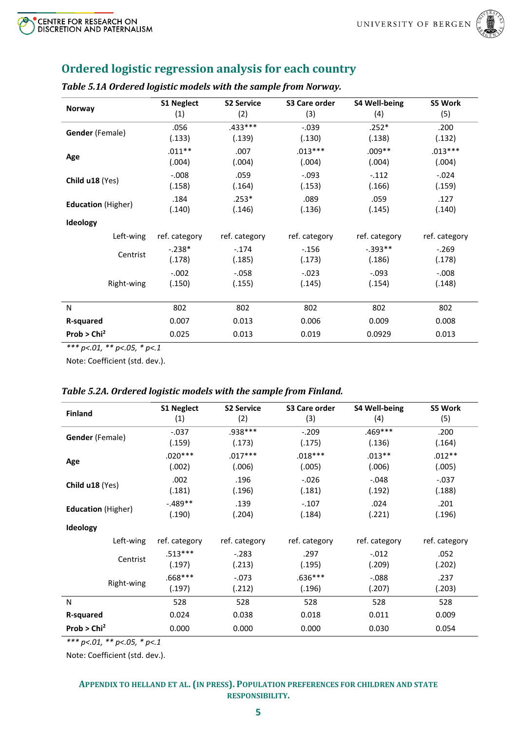## Ordered logistic regression analysis for each country

***Table 5.1A Ordered logistic models with the sample from Norway.***

| Norway | S1 Neglect (1) | S2 Service (2) | S3 Care order (3) | S4 Well-being (4) | S5 Work (5) |
|---|---|---|---|---|---|
| **Gender** (Female) | .056 (.133) | .433*** (.139) | -.039 (.130) | .252* (.138) | .200 (.132) |
| **Age** | .011** (.004) | .007 (.004) | .013*** (.004) | .009** (.004) | .013*** (.004) |
| **Child u18** (Yes) | -.008 (.158) | .059 (.164) | -.093 (.153) | -.112 (.166) | -.024 (.159) |
| **Education** (Higher) | .184 (.140) | .253* (.146) | .089 (.136) | .059 (.145) | .127 (.140) |
| **Ideology** | | | | | |
| Left-wing | ref. category | ref. category | ref. category | ref. category | ref. category |
| Centrist | -.238* (.178) | -.174 (.185) | -.156 (.173) | -.393** (.186) | -.269 (.178) |
| Right-wing | -.002 (.150) | -.058 (.155) | -.023 (.145) | -.093 (.154) | -.008 (.148) |
| N | 802 | 802 | 802 | 802 | 802 |
| **R-squared** | 0.007 | 0.013 | 0.006 | 0.009 | 0.008 |
| **Prob > Chi²** | 0.025 | 0.013 | 0.019 | 0.0929 | 0.013 |

*\*\*\* p<.01, \*\* p<.05, \* p<.1*

Note: Coefficient (std. dev.).

***Table 5.2A. Ordered logistic models with the sample from Finland.***

| Finland | S1 Neglect (1) | S2 Service (2) | S3 Care order (3) | S4 Well-being (4) | S5 Work (5) |
|---|---|---|---|---|---|
| **Gender** (Female) | -.037 (.159) | .938*** (.173) | -.209 (.175) | .469*** (.136) | .200 (.164) |
| **Age** | .020*** (.002) | .017*** (.006) | .018*** (.005) | .013** (.006) | .012** (.005) |
| **Child u18** (Yes) | .002 (.181) | .196 (.196) | -.026 (.181) | -.048 (.192) | -.037 (.188) |
| **Education** (Higher) | -.489** (.190) | .139 (.204) | -.107 (.184) | .024 (.221) | .201 (.196) |
| **Ideology** | | | | | |
| Left-wing | ref. category | ref. category | ref. category | ref. category | ref. category |
| Centrist | .513*** (.197) | -.283 (.213) | .297 (.195) | -.012 (.209) | .052 (.202) |
| Right-wing | .668*** (.197) | -.073 (.212) | .636*** (.196) | -.088 (.207) | .237 (.203) |
| N | 528 | 528 | 528 | 528 | 528 |
| **R-squared** | 0.024 | 0.038 | 0.018 | 0.011 | 0.009 |
| **Prob > Chi²** | 0.000 | 0.000 | 0.000 | 0.030 | 0.054 |

*\*\*\* p<.01, \*\* p<.05, \* p<.1*

Note: Coefficient (std. dev.).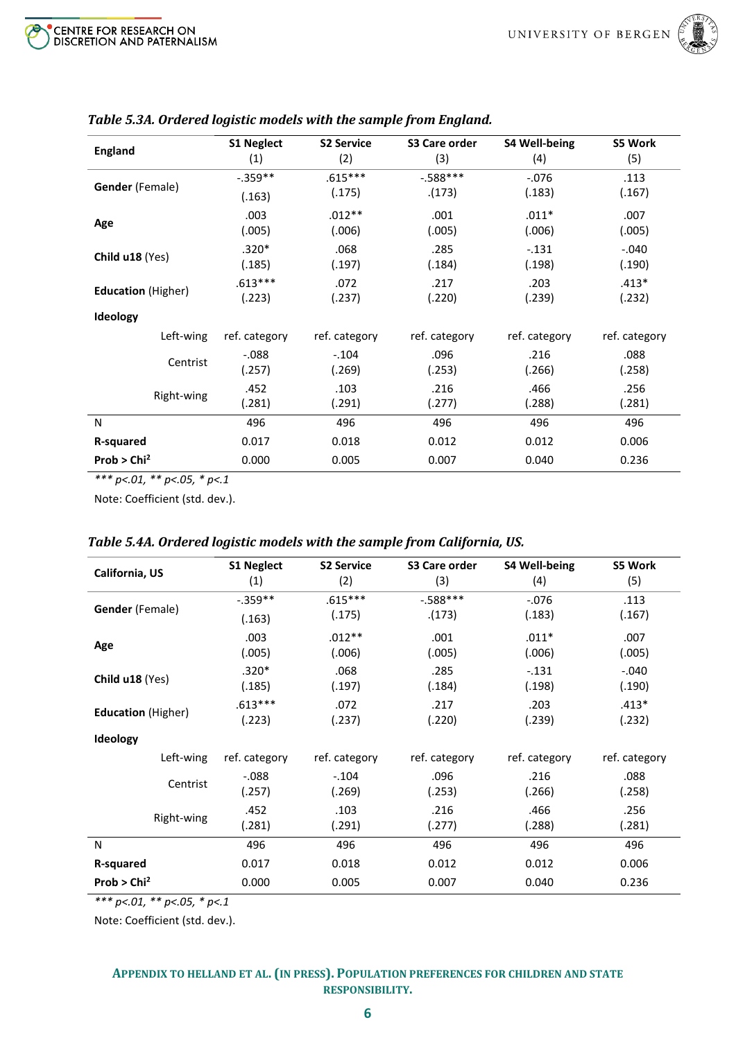***Table 5.3A. Ordered logistic models with the sample from England.***

| England | S1 Neglect (1) | S2 Service (2) | S3 Care order (3) | S4 Well-being (4) | S5 Work (5) |
|---|---|---|---|---|---|
| **Gender** (Female) | -.359** (.163) | .615*** (.175) | -.588*** .(173) | -.076 (.183) | .113 (.167) |
| **Age** | .003 (.005) | .012** (.006) | .001 (.005) | .011* (.006) | .007 (.005) |
| **Child u18** (Yes) | .320* (.185) | .068 (.197) | .285 (.184) | -.131 (.198) | -.040 (.190) |
| **Education** (Higher) | .613*** (.223) | .072 (.237) | .217 (.220) | .203 (.239) | .413* (.232) |
| **Ideology** | | | | | |
| Left-wing | ref. category | ref. category | ref. category | ref. category | ref. category |
| Centrist | -.088 (.257) | -.104 (.269) | .096 (.253) | .216 (.266) | .088 (.258) |
| Right-wing | .452 (.281) | .103 (.291) | .216 (.277) | .466 (.288) | .256 (.281) |
| N | 496 | 496 | 496 | 496 | 496 |
| **R-squared** | 0.017 | 0.018 | 0.012 | 0.012 | 0.006 |
| **Prob > Chi²** | 0.000 | 0.005 | 0.007 | 0.040 | 0.236 |

*\*\*\* p<.01, \*\* p<.05, \* p<.1*

Note: Coefficient (std. dev.).

***Table 5.4A. Ordered logistic models with the sample from California, US.***

| California, US | S1 Neglect (1) | S2 Service (2) | S3 Care order (3) | S4 Well-being (4) | S5 Work (5) |
|---|---|---|---|---|---|
| **Gender** (Female) | -.359** (.163) | .615*** (.175) | -.588*** .(173) | -.076 (.183) | .113 (.167) |
| **Age** | .003 (.005) | .012** (.006) | .001 (.005) | .011* (.006) | .007 (.005) |
| **Child u18** (Yes) | .320* (.185) | .068 (.197) | .285 (.184) | -.131 (.198) | -.040 (.190) |
| **Education** (Higher) | .613*** (.223) | .072 (.237) | .217 (.220) | .203 (.239) | .413* (.232) |
| **Ideology** | | | | | |
| Left-wing | ref. category | ref. category | ref. category | ref. category | ref. category |
| Centrist | -.088 (.257) | -.104 (.269) | .096 (.253) | .216 (.266) | .088 (.258) |
| Right-wing | .452 (.281) | .103 (.291) | .216 (.277) | .466 (.288) | .256 (.281) |
| N | 496 | 496 | 496 | 496 | 496 |
| **R-squared** | 0.017 | 0.018 | 0.012 | 0.012 | 0.006 |
| **Prob > Chi²** | 0.000 | 0.005 | 0.007 | 0.040 | 0.236 |

*\*\*\* p<.01, \*\* p<.05, \* p<.1*

Note: Coefficient (std. dev.).